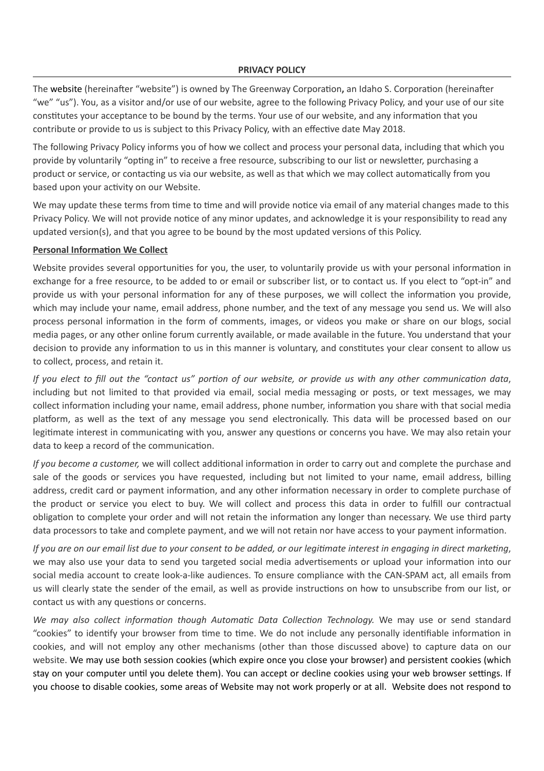**PRIVACY POLICY**

The website (hereinafter "website") is owned by The Greenway Corporation**,** an Idaho S. Corporation (hereinafter "we" "us"). You, as a visitor and/or use of our website, agree to the following Privacy Policy, and your use of our site constitutes your acceptance to be bound by the terms. Your use of our website, and any information that you contribute or provide to us is subject to this Privacy Policy, with an effective date May 2018.

The following Privacy Policy informs you of how we collect and process your personal data, including that which you provide by voluntarily "opting in" to receive a free resource, subscribing to our list or newsletter, purchasing a product or service, or contacting us via our website, as well as that which we may collect automatically from you based upon your activity on our Website.

We may update these terms from time to time and will provide notice via email of any material changes made to this Privacy Policy. We will not provide notice of any minor updates, and acknowledge it is your responsibility to read any updated version(s), and that you agree to be bound by the most updated versions of this Policy.

**Personal Information We Collect**

Website provides several opportunities for you, the user, to voluntarily provide us with your personal information in exchange for a free resource, to be added to or email or subscriber list, or to contact us. If you elect to "opt-in" and provide us with your personal information for any of these purposes, we will collect the information you provide, which may include your name, email address, phone number, and the text of any message you send us. We will also process personal information in the form of comments, images, or videos you make or share on our blogs, social media pages, or any other online forum currently available, or made available in the future. You understand that your decision to provide any information to us in this manner is voluntary, and constitutes your clear consent to allow us to collect, process, and retain it.

*If you elect to fill out the "contact us" portion of our website, or provide us with any other communication data*, including but not limited to that provided via email, social media messaging or posts, or text messages, we may collect information including your name, email address, phone number, information you share with that social media platform, as well as the text of any message you send electronically. This data will be processed based on our legitimate interest in communicating with you, answer any questions or concerns you have. We may also retain your data to keep a record of the communication.

*If you become a customer,* we will collect additional information in order to carry out and complete the purchase and sale of the goods or services you have requested, including but not limited to your name, email address, billing address, credit card or payment information, and any other information necessary in order to complete purchase of the product or service you elect to buy. We will collect and process this data in order to fulfill our contractual obligation to complete your order and will not retain the information any longer than necessary. We use third party data processors to take and complete payment, and we will not retain nor have access to your payment information.

*If you are on our email list due to your consent to be added, or our legitimate interest in engaging in direct marketing*, we may also use your data to send you targeted social media advertisements or upload your information into our social media account to create look-a-like audiences. To ensure compliance with the CAN-SPAM act, all emails from us will clearly state the sender of the email, as well as provide instructions on how to unsubscribe from our list, or contact us with any questions or concerns.

*We may also collect information though Automatic Data Collection Technology.* We may use or send standard "cookies" to identify your browser from time to time. We do not include any personally identifiable information in cookies, and will not employ any other mechanisms (other than those discussed above) to capture data on our website. We may use both session cookies (which expire once you close your browser) and persistent cookies (which stay on your computer until you delete them). You can accept or decline cookies using your web browser settings. If you choose to disable cookies, some areas of Website may not work properly or at all. Website does not respond to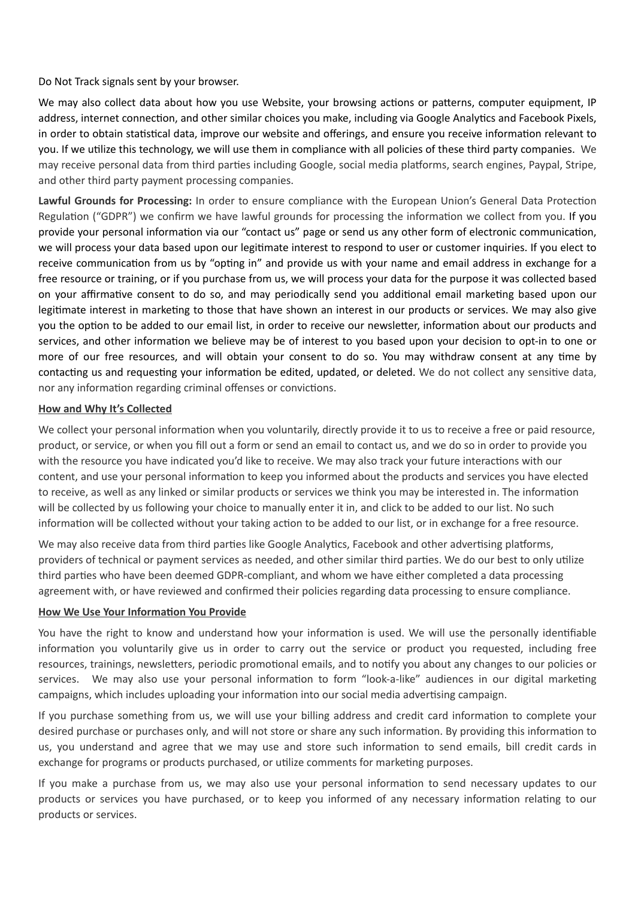Do Not Track signals sent by your browser.

We may also collect data about how you use Website, your browsing actions or patterns, computer equipment, IP address, internet connection, and other similar choices you make, including via Google Analytics and Facebook Pixels, in order to obtain statistical data, improve our website and offerings, and ensure you receive information relevant to you. If we utilize this technology, we will use them in compliance with all policies of these third party companies. We may receive personal data from third parties including Google, social media platforms, search engines, Paypal, Stripe, and other third party payment processing companies.

**Lawful Grounds for Processing:** In order to ensure compliance with the European Union's General Data Protection Regulation ("GDPR") we confirm we have lawful grounds for processing the information we collect from you. If you provide your personal information via our "contact us" page or send us any other form of electronic communication, we will process your data based upon our legitimate interest to respond to user or customer inquiries. If you elect to receive communication from us by "opting in" and provide us with your name and email address in exchange for a free resource or training, or if you purchase from us, we will process your data for the purpose it was collected based on your affirmative consent to do so, and may periodically send you additional email marketing based upon our legitimate interest in marketing to those that have shown an interest in our products or services. We may also give you the option to be added to our email list, in order to receive our newsletter, information about our products and services, and other information we believe may be of interest to you based upon your decision to opt-in to one or more of our free resources, and will obtain your consent to do so. You may withdraw consent at any time by contacting us and requesting your information be edited, updated, or deleted. We do not collect any sensitive data, nor any information regarding criminal offenses or convictions.

**How and Why It's Collected**

We collect your personal information when you voluntarily, directly provide it to us to receive a free or paid resource, product, or service, or when you fill out a form or send an email to contact us, and we do so in order to provide you with the resource you have indicated you'd like to receive. We may also track your future interactions with our content, and use your personal information to keep you informed about the products and services you have elected to receive, as well as any linked or similar products or services we think you may be interested in. The information will be collected by us following your choice to manually enter it in, and click to be added to our list. No such information will be collected without your taking action to be added to our list, or in exchange for a free resource.

We may also receive data from third parties like Google Analytics, Facebook and other advertising platforms, providers of technical or payment services as needed, and other similar third parties. We do our best to only utilize third parties who have been deemed GDPR-compliant, and whom we have either completed a data processing agreement with, or have reviewed and confirmed their policies regarding data processing to ensure compliance.

**How We Use Your Information You Provide**

You have the right to know and understand how your information is used. We will use the personally identifiable information you voluntarily give us in order to carry out the service or product you requested, including free resources, trainings, newsletters, periodic promotional emails, and to notify you about any changes to our policies or services. We may also use your personal information to form "look-a-like" audiences in our digital marketing campaigns, which includes uploading your information into our social media advertising campaign.

If you purchase something from us, we will use your billing address and credit card information to complete your desired purchase or purchases only, and will not store or share any such information. By providing this information to us, you understand and agree that we may use and store such information to send emails, bill credit cards in exchange for programs or products purchased, or utilize comments for marketing purposes.

If you make a purchase from us, we may also use your personal information to send necessary updates to our products or services you have purchased, or to keep you informed of any necessary information relating to our products or services.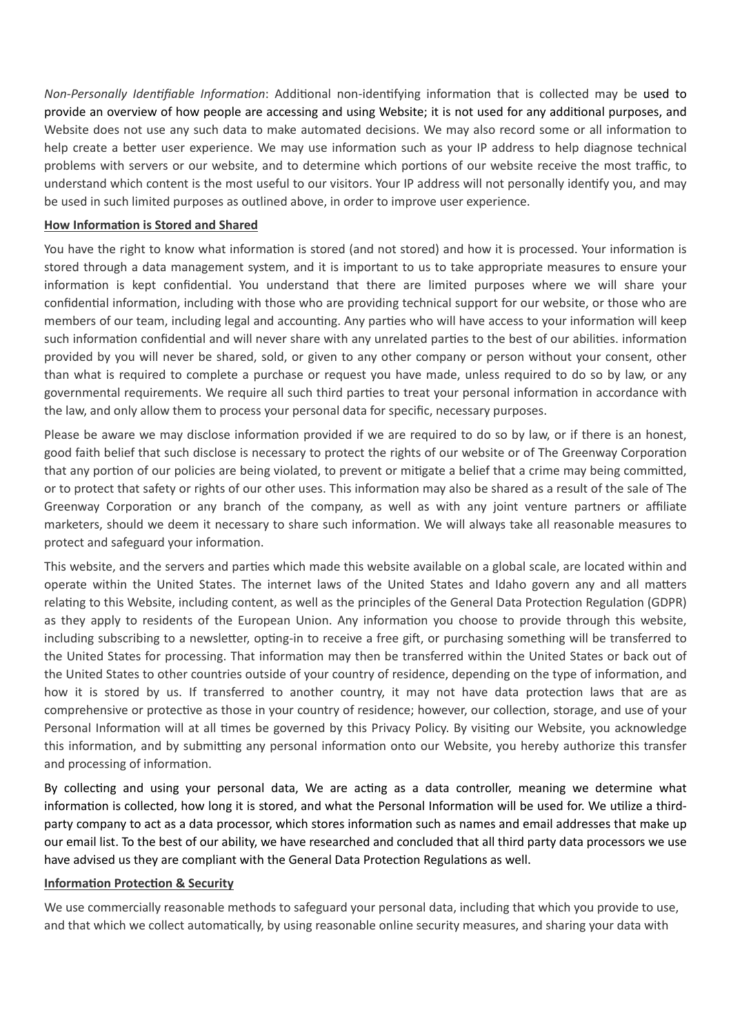*Non-Personally Identifiable Information*: Additional non-identifying information that is collected may be used to provide an overview of how people are accessing and using Website; it is not used for any additional purposes, and Website does not use any such data to make automated decisions. We may also record some or all information to help create a better user experience. We may use information such as your IP address to help diagnose technical problems with servers or our website, and to determine which portions of our website receive the most traffic, to understand which content is the most useful to our visitors. Your IP address will not personally identify you, and may be used in such limited purposes as outlined above, in order to improve user experience.

**How Information is Stored and Shared**

You have the right to know what information is stored (and not stored) and how it is processed. Your information is stored through a data management system, and it is important to us to take appropriate measures to ensure your information is kept confidential. You understand that there are limited purposes where we will share your confidential information, including with those who are providing technical support for our website, or those who are members of our team, including legal and accounting. Any parties who will have access to your information will keep such information confidential and will never share with any unrelated parties to the best of our abilities. information provided by you will never be shared, sold, or given to any other company or person without your consent, other than what is required to complete a purchase or request you have made, unless required to do so by law, or any governmental requirements. We require all such third parties to treat your personal information in accordance with the law, and only allow them to process your personal data for specific, necessary purposes.

Please be aware we may disclose information provided if we are required to do so by law, or if there is an honest, good faith belief that such disclose is necessary to protect the rights of our website or of The Greenway Corporation that any portion of our policies are being violated, to prevent or mitigate a belief that a crime may being committed, or to protect that safety or rights of our other uses. This information may also be shared as a result of the sale of The Greenway Corporation or any branch of the company, as well as with any joint venture partners or affiliate marketers, should we deem it necessary to share such information. We will always take all reasonable measures to protect and safeguard your information.

This website, and the servers and parties which made this website available on a global scale, are located within and operate within the United States. The internet laws of the United States and Idaho govern any and all matters relating to this Website, including content, as well as the principles of the General Data Protection Regulation (GDPR) as they apply to residents of the European Union. Any information you choose to provide through this website, including subscribing to a newsletter, opting-in to receive a free gift, or purchasing something will be transferred to the United States for processing. That information may then be transferred within the United States or back out of the United States to other countries outside of your country of residence, depending on the type of information, and how it is stored by us. If transferred to another country, it may not have data protection laws that are as comprehensive or protective as those in your country of residence; however, our collection, storage, and use of your Personal Information will at all times be governed by this Privacy Policy. By visiting our Website, you acknowledge this information, and by submitting any personal information onto our Website, you hereby authorize this transfer and processing of information.

By collecting and using your personal data, We are acting as a data controller, meaning we determine what information is collected, how long it is stored, and what the Personal Information will be used for. We utilize a third-party company to act as a data processor, which stores information such as names and email addresses that make up our email list. To the best of our ability, we have researched and concluded that all third party data processors we use have advised us they are compliant with the General Data Protection Regulations as well.

**Information Protection & Security**

We use commercially reasonable methods to safeguard your personal data, including that which you provide to use, and that which we collect automatically, by using reasonable online security measures, and sharing your data with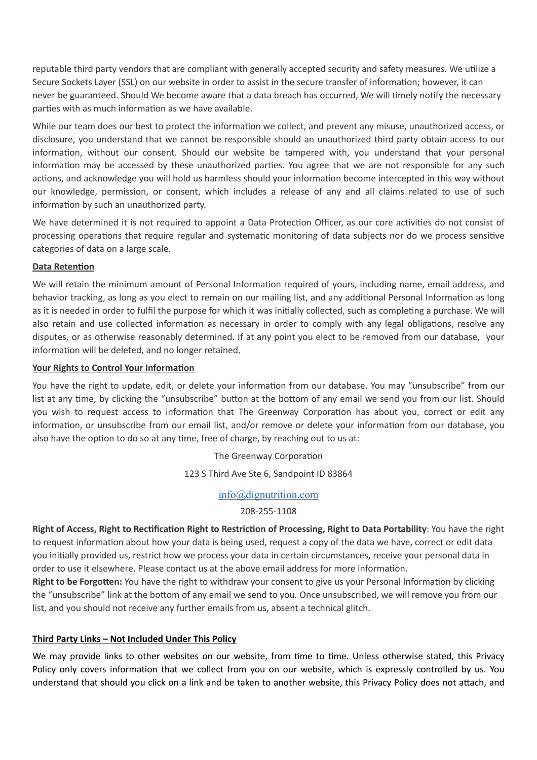reputable third party vendors that are compliant with generally accepted security and safety measures. We utilize a Secure Sockets Layer (SSL) on our website in order to assist in the secure transfer of information; however, it can never be guaranteed. Should We become aware that a data breach has occurred, We will timely notify the necessary parties with as much information as we have available.

While our team does our best to protect the information we collect, and prevent any misuse, unauthorized access, or disclosure, you understand that we cannot be responsible should an unauthorized third party obtain access to our information, without our consent. Should our website be tampered with, you understand that your personal information may be accessed by these unauthorized parties. You agree that we are not responsible for any such actions, and acknowledge you will hold us harmless should your information become intercepted in this way without our knowledge, permission, or consent, which includes a release of any and all claims related to use of such information by such an unauthorized party.

We have determined it is not required to appoint a Data Protection Officer, as our core activities do not consist of processing operations that require regular and systematic monitoring of data subjects nor do we process sensitive categories of data on a large scale.

**Data Retention**

We will retain the minimum amount of Personal Information required of yours, including name, email address, and behavior tracking, as long as you elect to remain on our mailing list, and any additional Personal Information as long as it is needed in order to fulfil the purpose for which it was initially collected, such as completing a purchase. We will also retain and use collected information as necessary in order to comply with any legal obligations, resolve any disputes, or as otherwise reasonably determined. If at any point you elect to be removed from our database, your information will be deleted, and no longer retained.

**Your Rights to Control Your Information**

You have the right to update, edit, or delete your information from our database. You may "unsubscribe" from our list at any time, by clicking the "unsubscribe" button at the bottom of any email we send you from our list. Should you wish to request access to information that The Greenway Corporation has about you, correct or edit any information, or unsubscribe from our email list, and/or remove or delete your information from our database, you also have the option to do so at any time, free of charge, by reaching out to us at:

The Greenway Corporation

123 S Third Ave Ste 6, Sandpoint ID 83864

info@dignutrition.com

208-255-1108

**Right of Access, Right to Rectification Right to Restriction of Processing, Right to Data Portability**: You have the right to request information about how your data is being used, request a copy of the data we have, correct or edit data you initially provided us, restrict how we process your data in certain circumstances, receive your personal data in order to use it elsewhere. Please contact us at the above email address for more information.

**Right to be Forgotten:** You have the right to withdraw your consent to give us your Personal Information by clicking the "unsubscribe" link at the bottom of any email we send to you. Once unsubscribed, we will remove you from our list, and you should not receive any further emails from us, absent a technical glitch.

**Third Party Links – Not Included Under This Policy**

We may provide links to other websites on our website, from time to time. Unless otherwise stated, this Privacy Policy only covers information that we collect from you on our website, which is expressly controlled by us. You understand that should you click on a link and be taken to another website, this Privacy Policy does not attach, and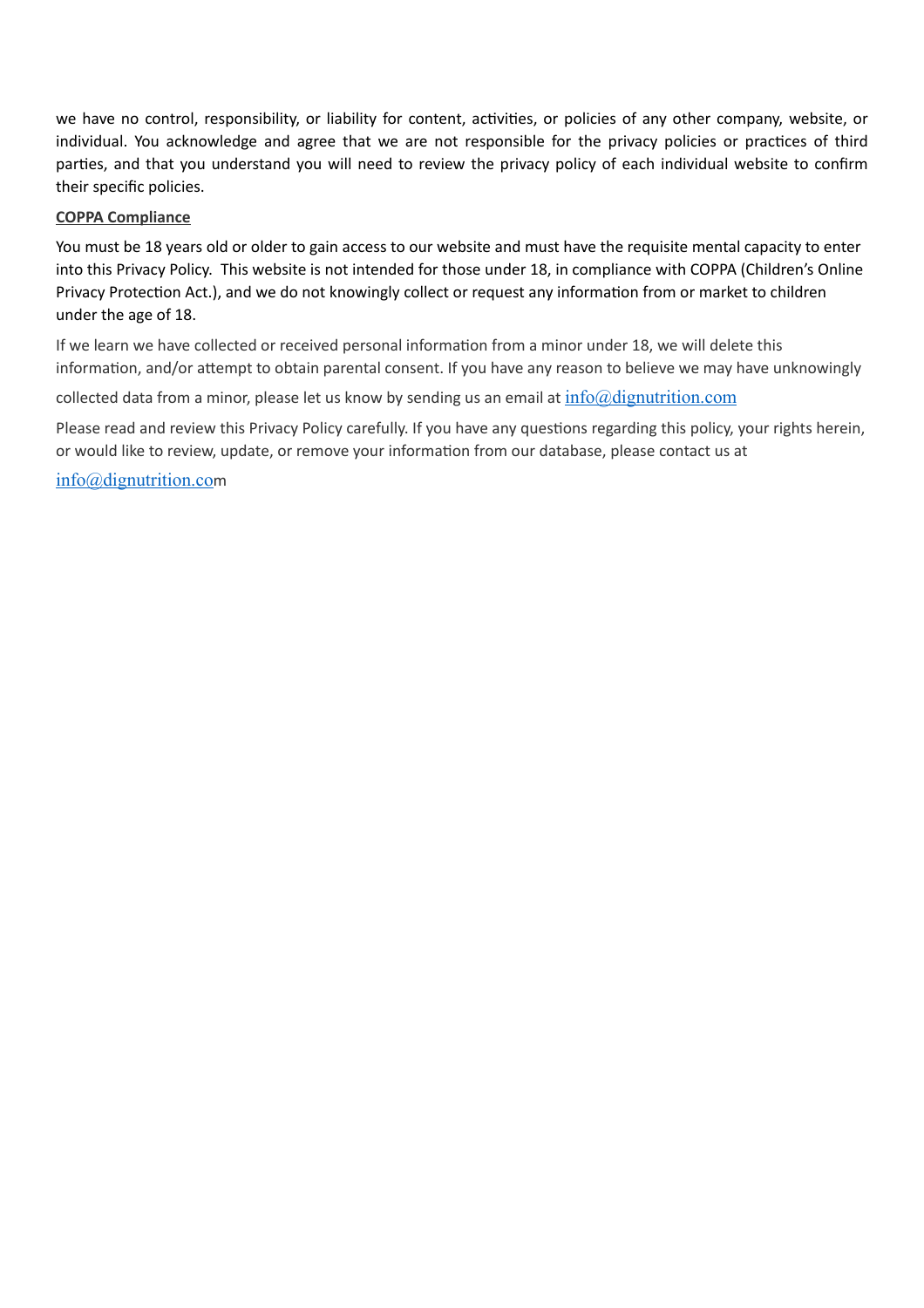we have no control, responsibility, or liability for content, activities, or policies of any other company, website, or individual. You acknowledge and agree that we are not responsible for the privacy policies or practices of third parties, and that you understand you will need to review the privacy policy of each individual website to confirm their specific policies.

**COPPA Compliance**

You must be 18 years old or older to gain access to our website and must have the requisite mental capacity to enter into this Privacy Policy. This website is not intended for those under 18, in compliance with COPPA (Children's Online Privacy Protection Act.), and we do not knowingly collect or request any information from or market to children under the age of 18.

If we learn we have collected or received personal information from a minor under 18, we will delete this information, and/or attempt to obtain parental consent. If you have any reason to believe we may have unknowingly collected data from a minor, please let us know by sending us an email at info@dignutrition.com

Please read and review this Privacy Policy carefully. If you have any questions regarding this policy, your rights herein, or would like to review, update, or remove your information from our database, please contact us at

info@dignutrition.com